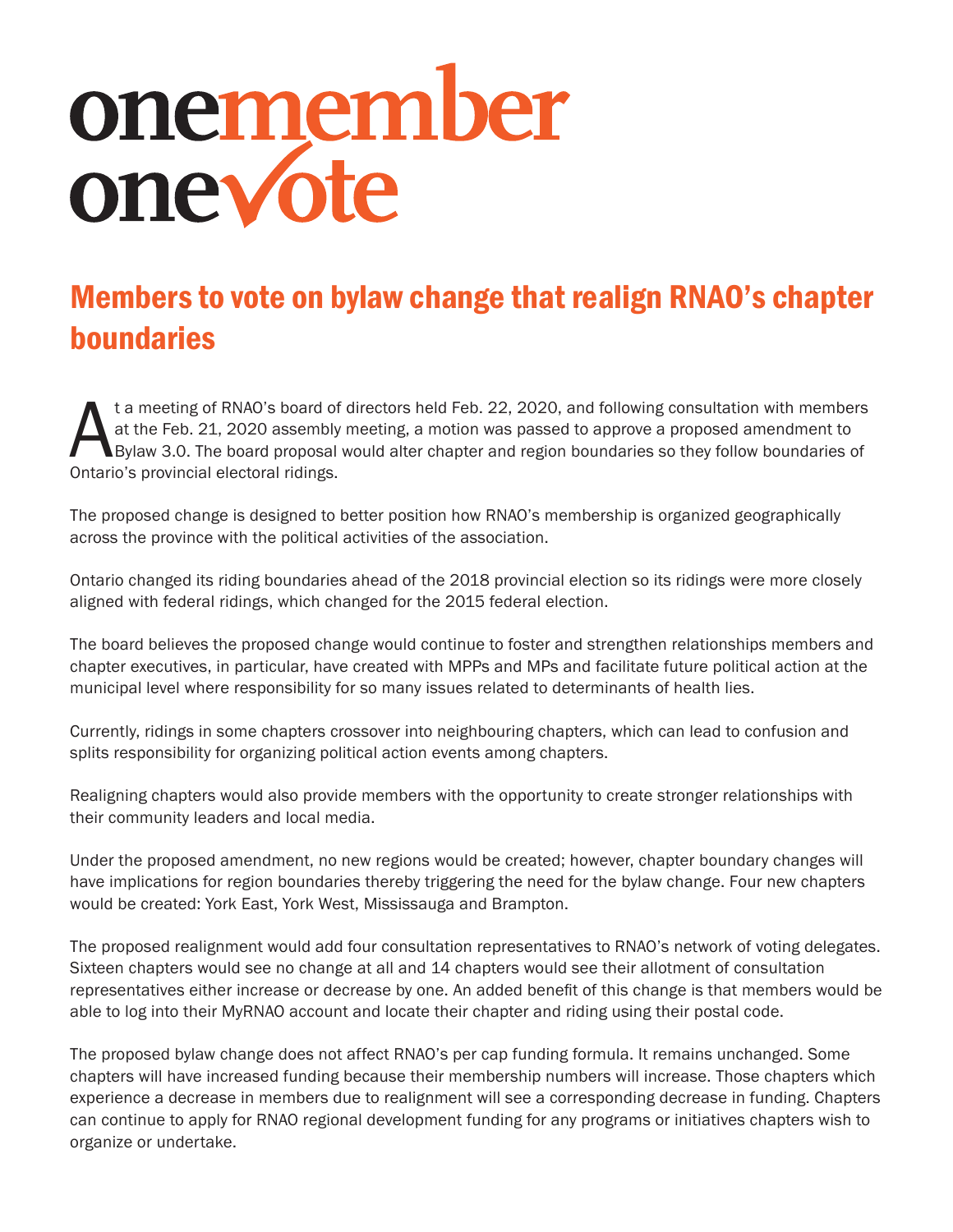# one member one vote

## Members to vote on bylaw change that realign RNAO's chapter boundaries

At a meeting of RNAO's board of directors held Feb. 22, 2020, and following consultation with members at the Feb. 21, 2020 assembly meeting, a motion was passed to approve a proposed amendment to Bylaw 3.0. The board proposal would alter chapter and region boundaries so they follow boundaries of Ontario's provincial electoral ridings.

The proposed change is designed to better position how RNAO's membership is organized geographically across the province with the political activities of the association.

Ontario changed its riding boundaries ahead of the 2018 provincial election so its ridings were more closely aligned with federal ridings, which changed for the 2015 federal election.

The board believes the proposed change would continue to foster and strengthen relationships members and chapter executives, in particular, have created with MPPs and MPs and facilitate future political action at the municipal level where responsibility for so many issues related to determinants of health lies.

Currently, ridings in some chapters crossover into neighbouring chapters, which can lead to confusion and splits responsibility for organizing political action events among chapters.

Realigning chapters would also provide members with the opportunity to create stronger relationships with their community leaders and local media.

Under the proposed amendment, no new regions would be created; however, chapter boundary changes will have implications for region boundaries thereby triggering the need for the bylaw change. Four new chapters would be created: York East, York West, Mississauga and Brampton.

The proposed realignment would add four consultation representatives to RNAO's network of voting delegates. Sixteen chapters would see no change at all and 14 chapters would see their allotment of consultation representatives either increase or decrease by one. An added benefit of this change is that members would be able to log into their MyRNAO account and locate their chapter and riding using their postal code.

The proposed bylaw change does not affect RNAO's per cap funding formula. It remains unchanged. Some chapters will have increased funding because their membership numbers will increase. Those chapters which experience a decrease in members due to realignment will see a corresponding decrease in funding. Chapters can continue to apply for RNAO regional development funding for any programs or initiatives chapters wish to organize or undertake.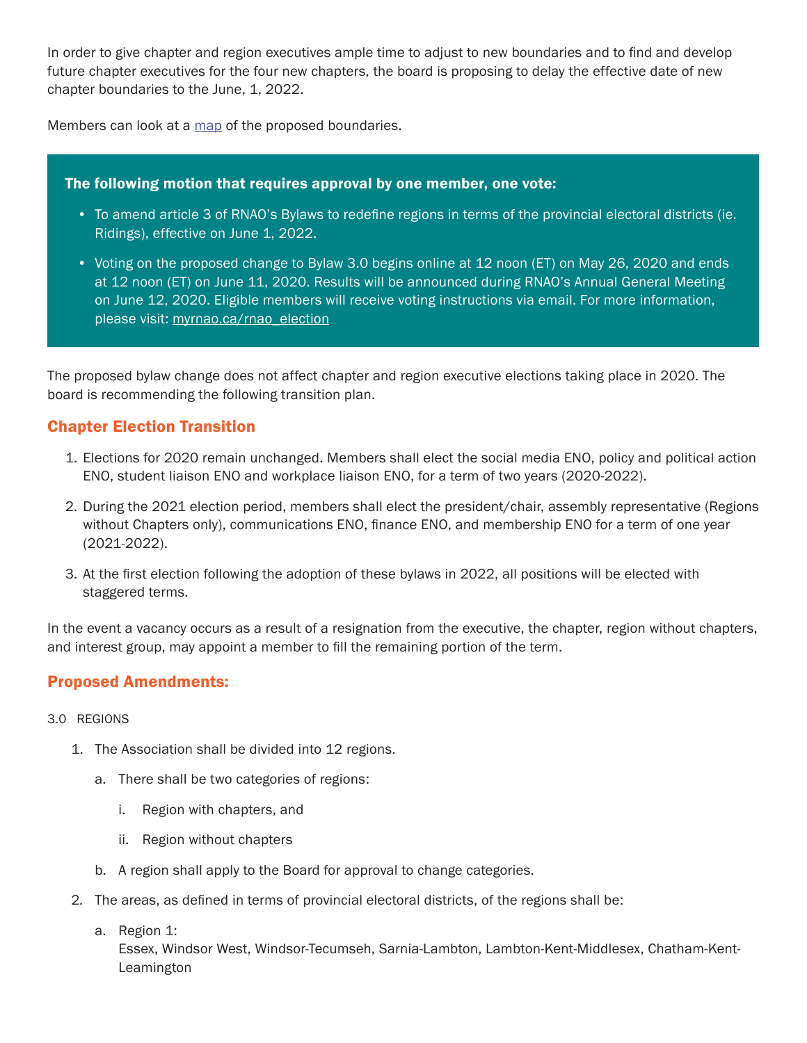In order to give chapter and region executives ample time to adjust to new boundaries and to find and develop future chapter executives for the four new chapters, the board is proposing to delay the effective date of new chapter boundaries to the June, 1, 2022.

Members can look at a map of the proposed boundaries.

**The following motion that requires approval by one member, one vote:**

- To amend article 3 of RNAO's Bylaws to redefine regions in terms of the provincial electoral districts (ie. Ridings), effective on June 1, 2022.
- Voting on the proposed change to Bylaw 3.0 begins online at 12 noon (ET) on May 26, 2020 and ends at 12 noon (ET) on June 11, 2020. Results will be announced during RNAO's Annual General Meeting on June 12, 2020. Eligible members will receive voting instructions via email. For more information, please visit: myrnao.ca/rnao_election

The proposed bylaw change does not affect chapter and region executive elections taking place in 2020. The board is recommending the following transition plan.

## Chapter Election Transition

1. Elections for 2020 remain unchanged. Members shall elect the social media ENO, policy and political action ENO, student liaison ENO and workplace liaison ENO, for a term of two years (2020-2022).
2. During the 2021 election period, members shall elect the president/chair, assembly representative (Regions without Chapters only), communications ENO, finance ENO, and membership ENO for a term of one year (2021-2022).
3. At the first election following the adoption of these bylaws in 2022, all positions will be elected with staggered terms.

In the event a vacancy occurs as a result of a resignation from the executive, the chapter, region without chapters, and interest group, may appoint a member to fill the remaining portion of the term.

## Proposed Amendments:

3.0 REGIONS

1. The Association shall be divided into 12 regions.
   a. There shall be two categories of regions:
      i. Region with chapters, and
      ii. Region without chapters
   b. A region shall apply to the Board for approval to change categories.
2. The areas, as defined in terms of provincial electoral districts, of the regions shall be:
   a. Region 1:
      Essex, Windsor West, Windsor-Tecumseh, Sarnia-Lambton, Lambton-Kent-Middlesex, Chatham-Kent-Leamington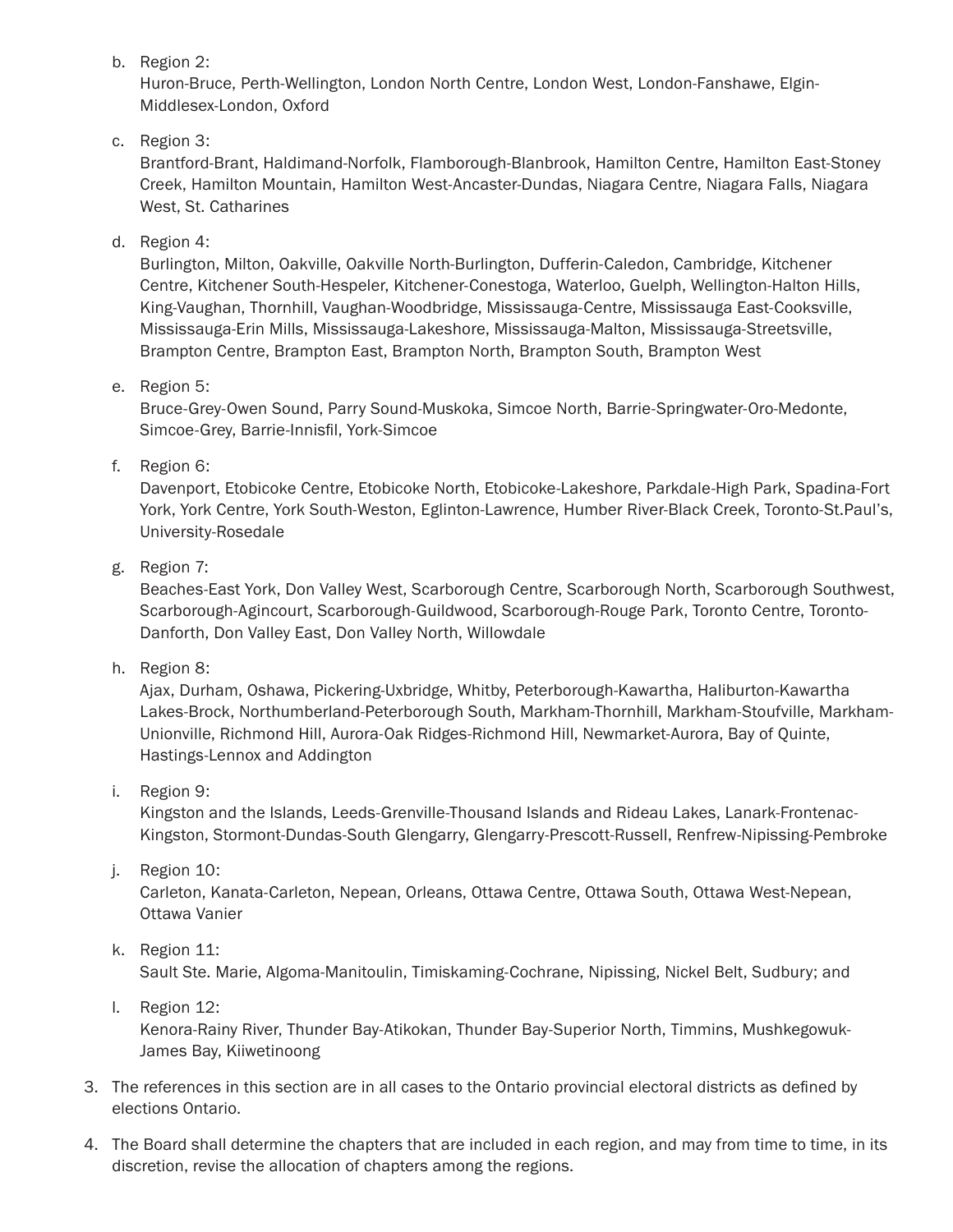b. Region 2:
   Huron-Bruce, Perth-Wellington, London North Centre, London West, London-Fanshawe, Elgin-Middlesex-London, Oxford

c. Region 3:
   Brantford-Brant, Haldimand-Norfolk, Flamborough-Blanbrook, Hamilton Centre, Hamilton East-Stoney Creek, Hamilton Mountain, Hamilton West-Ancaster-Dundas, Niagara Centre, Niagara Falls, Niagara West, St. Catharines

d. Region 4:
   Burlington, Milton, Oakville, Oakville North-Burlington, Dufferin-Caledon, Cambridge, Kitchener Centre, Kitchener South-Hespeler, Kitchener-Conestoga, Waterloo, Guelph, Wellington-Halton Hills, King-Vaughan, Thornhill, Vaughan-Woodbridge, Mississauga-Centre, Mississauga East-Cooksville, Mississauga-Erin Mills, Mississauga-Lakeshore, Mississauga-Malton, Mississauga-Streetsville, Brampton Centre, Brampton East, Brampton North, Brampton South, Brampton West

e. Region 5:
   Bruce-Grey-Owen Sound, Parry Sound-Muskoka, Simcoe North, Barrie-Springwater-Oro-Medonte, Simcoe-Grey, Barrie-Innisfil, York-Simcoe

f. Region 6:
   Davenport, Etobicoke Centre, Etobicoke North, Etobicoke-Lakeshore, Parkdale-High Park, Spadina-Fort York, York Centre, York South-Weston, Eglinton-Lawrence, Humber River-Black Creek, Toronto-St.Paul's, University-Rosedale

g. Region 7:
   Beaches-East York, Don Valley West, Scarborough Centre, Scarborough North, Scarborough Southwest, Scarborough-Agincourt, Scarborough-Guildwood, Scarborough-Rouge Park, Toronto Centre, Toronto-Danforth, Don Valley East, Don Valley North, Willowdale

h. Region 8:
   Ajax, Durham, Oshawa, Pickering-Uxbridge, Whitby, Peterborough-Kawartha, Haliburton-Kawartha Lakes-Brock, Northumberland-Peterborough South, Markham-Thornhill, Markham-Stoufville, Markham-Unionville, Richmond Hill, Aurora-Oak Ridges-Richmond Hill, Newmarket-Aurora, Bay of Quinte, Hastings-Lennox and Addington

i. Region 9:
   Kingston and the Islands, Leeds-Grenville-Thousand Islands and Rideau Lakes, Lanark-Frontenac-Kingston, Stormont-Dundas-South Glengarry, Glengarry-Prescott-Russell, Renfrew-Nipissing-Pembroke

j. Region 10:
   Carleton, Kanata-Carleton, Nepean, Orleans, Ottawa Centre, Ottawa South, Ottawa West-Nepean, Ottawa Vanier

k. Region 11:
   Sault Ste. Marie, Algoma-Manitoulin, Timiskaming-Cochrane, Nipissing, Nickel Belt, Sudbury; and

l. Region 12:
   Kenora-Rainy River, Thunder Bay-Atikokan, Thunder Bay-Superior North, Timmins, Mushkegowuk-James Bay, Kiiwetinoong

3. The references in this section are in all cases to the Ontario provincial electoral districts as defined by elections Ontario.

4. The Board shall determine the chapters that are included in each region, and may from time to time, in its discretion, revise the allocation of chapters among the regions.